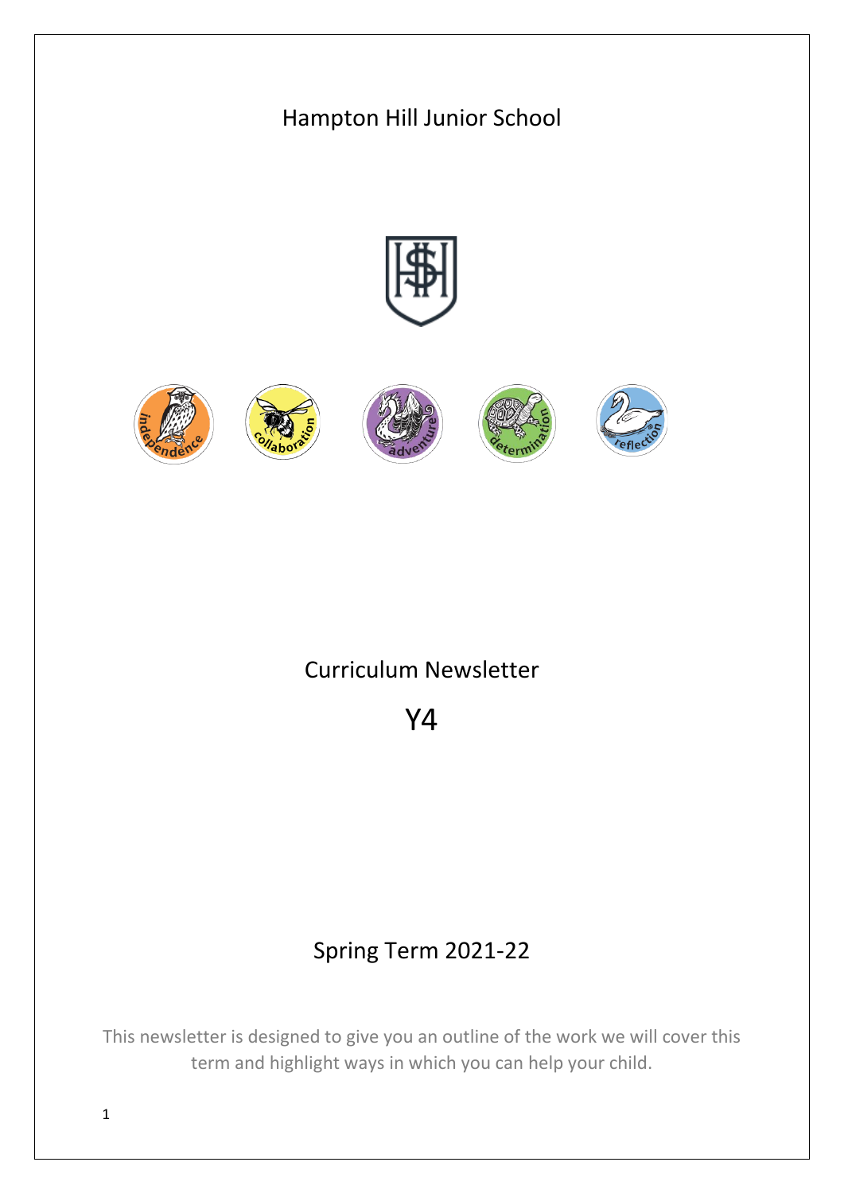# Hampton Hill Junior School

independence collaboration adventure determination reflection

## Curriculum Newsletter

## Y4

## Spring Term 2021-22

This newsletter is designed to give you an outline of the work we will cover this term and highlight ways in which you can help your child.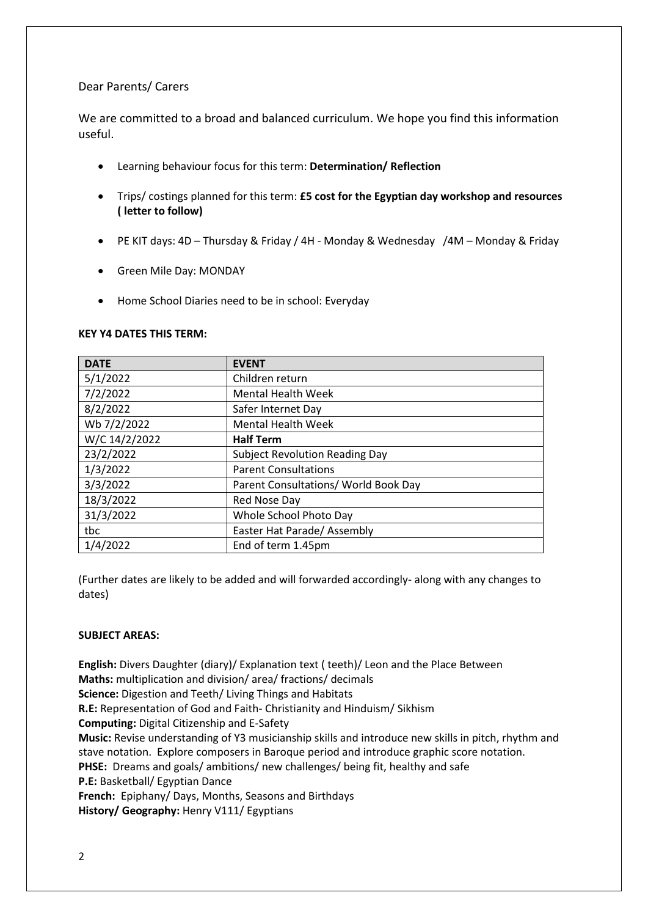Dear Parents/ Carers

We are committed to a broad and balanced curriculum. We hope you find this information useful.

- Learning behaviour focus for this term: **Determination/ Reflection**
- Trips/ costings planned for this term: **£5 cost for the Egyptian day workshop and resources ( letter to follow)**
- PE KIT days: 4D – Thursday & Friday / 4H - Monday & Wednesday /4M – Monday & Friday
- Green Mile Day: MONDAY
- Home School Diaries need to be in school: Everyday

**KEY Y4 DATES THIS TERM:**

| DATE | EVENT |
|---|---|
| 5/1/2022 | Children return |
| 7/2/2022 | Mental Health Week |
| 8/2/2022 | Safer Internet Day |
| Wb 7/2/2022 | Mental Health Week |
| W/C 14/2/2022 | **Half Term** |
| 23/2/2022 | Subject Revolution Reading Day |
| 1/3/2022 | Parent Consultations |
| 3/3/2022 | Parent Consultations/ World Book Day |
| 18/3/2022 | Red Nose Day |
| 31/3/2022 | Whole School Photo Day |
| tbc | Easter Hat Parade/ Assembly |
| 1/4/2022 | End of term 1.45pm |

(Further dates are likely to be added and will forwarded accordingly- along with any changes to dates)

**SUBJECT AREAS:**

**English:** Divers Daughter (diary)/ Explanation text ( teeth)/ Leon and the Place Between
**Maths:** multiplication and division/ area/ fractions/ decimals
**Science:** Digestion and Teeth/ Living Things and Habitats
**R.E:** Representation of God and Faith- Christianity and Hinduism/ Sikhism
**Computing:** Digital Citizenship and E-Safety
**Music:** Revise understanding of Y3 musicianship skills and introduce new skills in pitch, rhythm and stave notation. Explore composers in Baroque period and introduce graphic score notation.
**PHSE:** Dreams and goals/ ambitions/ new challenges/ being fit, healthy and safe
**P.E:** Basketball/ Egyptian Dance
**French:** Epiphany/ Days, Months, Seasons and Birthdays
**History/ Geography:** Henry V111/ Egyptians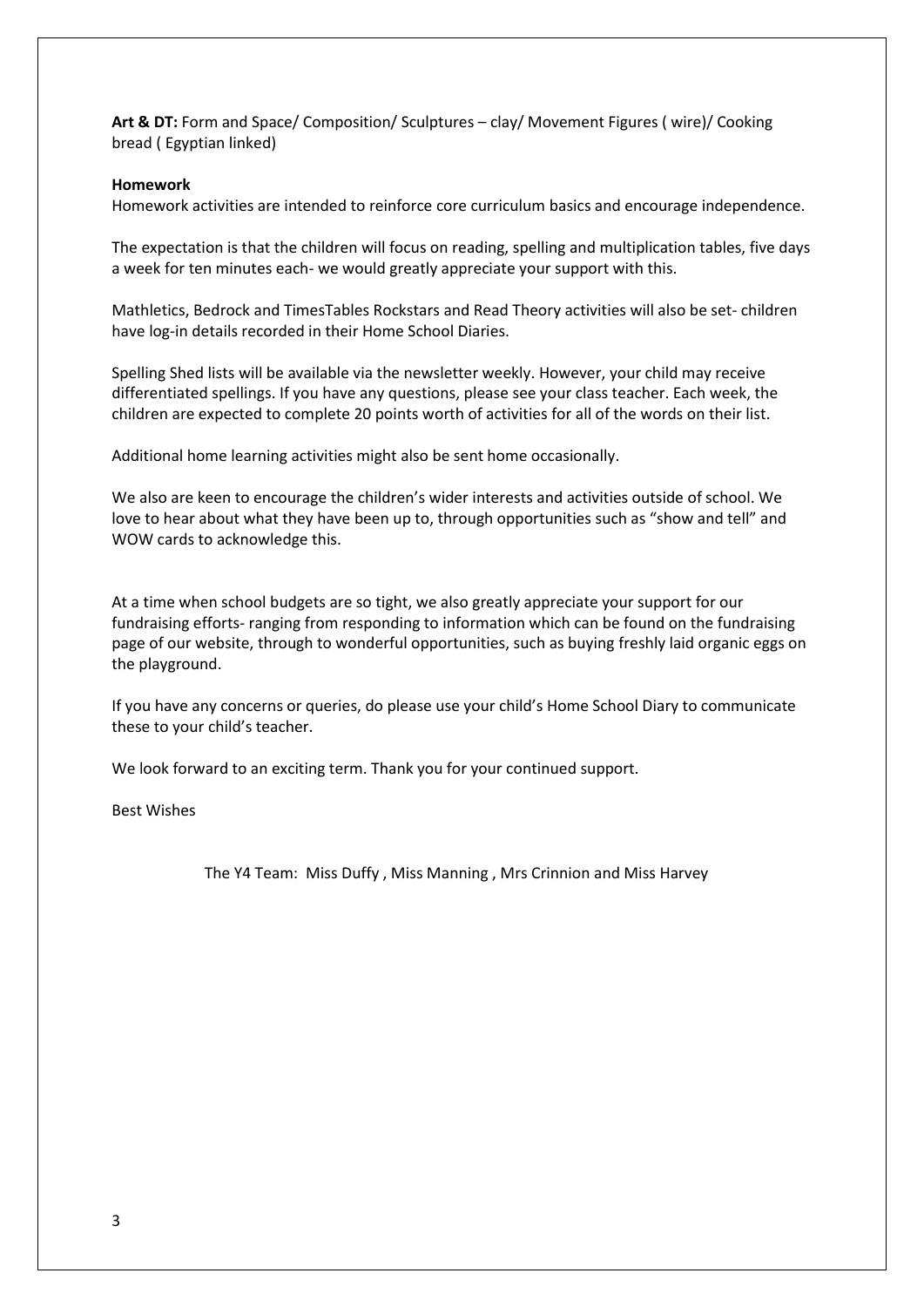**Art & DT:** Form and Space/ Composition/ Sculptures – clay/ Movement Figures ( wire)/ Cooking bread ( Egyptian linked)

**Homework**

Homework activities are intended to reinforce core curriculum basics and encourage independence.

The expectation is that the children will focus on reading, spelling and multiplication tables, five days a week for ten minutes each- we would greatly appreciate your support with this.

Mathletics, Bedrock and TimesTables Rockstars and Read Theory activities will also be set- children have log-in details recorded in their Home School Diaries.

Spelling Shed lists will be available via the newsletter weekly. However, your child may receive differentiated spellings. If you have any questions, please see your class teacher. Each week, the children are expected to complete 20 points worth of activities for all of the words on their list.

Additional home learning activities might also be sent home occasionally.

We also are keen to encourage the children's wider interests and activities outside of school. We love to hear about what they have been up to, through opportunities such as "show and tell" and WOW cards to acknowledge this.

At a time when school budgets are so tight, we also greatly appreciate your support for our fundraising efforts- ranging from responding to information which can be found on the fundraising page of our website, through to wonderful opportunities, such as buying freshly laid organic eggs on the playground.

If you have any concerns or queries, do please use your child's Home School Diary to communicate these to your child's teacher.

We look forward to an exciting term. Thank you for your continued support.

Best Wishes

The Y4 Team: Miss Duffy , Miss Manning , Mrs Crinnion and Miss Harvey